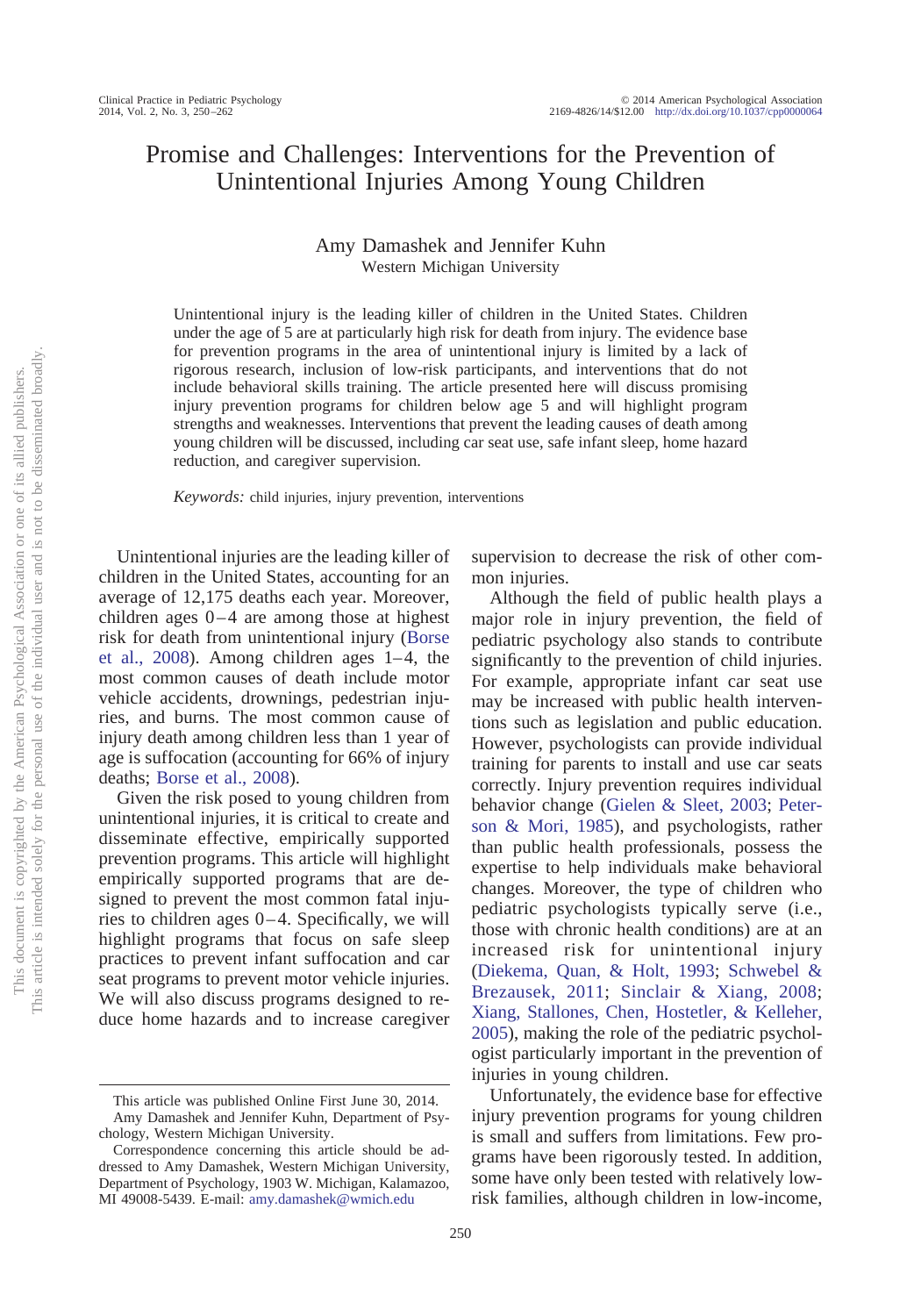# Promise and Challenges: Interventions for the Prevention of Unintentional Injuries Among Young Children

Amy Damashek and Jennifer Kuhn
Western Michigan University

Unintentional injury is the leading killer of children in the United States. Children under the age of 5 are at particularly high risk for death from injury. The evidence base for prevention programs in the area of unintentional injury is limited by a lack of rigorous research, inclusion of low-risk participants, and interventions that do not include behavioral skills training. The article presented here will discuss promising injury prevention programs for children below age 5 and will highlight program strengths and weaknesses. Interventions that prevent the leading causes of death among young children will be discussed, including car seat use, safe infant sleep, home hazard reduction, and caregiver supervision.

*Keywords:* child injuries, injury prevention, interventions

Unintentional injuries are the leading killer of children in the United States, accounting for an average of 12,175 deaths each year. Moreover, children ages 0–4 are among those at highest risk for death from unintentional injury (Borse et al., 2008). Among children ages 1–4, the most common causes of death include motor vehicle accidents, drownings, pedestrian injuries, and burns. The most common cause of injury death among children less than 1 year of age is suffocation (accounting for 66% of injury deaths; Borse et al., 2008).

Given the risk posed to young children from unintentional injuries, it is critical to create and disseminate effective, empirically supported prevention programs. This article will highlight empirically supported programs that are designed to prevent the most common fatal injuries to children ages 0–4. Specifically, we will highlight programs that focus on safe sleep practices to prevent infant suffocation and car seat programs to prevent motor vehicle injuries. We will also discuss programs designed to reduce home hazards and to increase caregiver supervision to decrease the risk of other common injuries.

Although the field of public health plays a major role in injury prevention, the field of pediatric psychology also stands to contribute significantly to the prevention of child injuries. For example, appropriate infant car seat use may be increased with public health interventions such as legislation and public education. However, psychologists can provide individual training for parents to install and use car seats correctly. Injury prevention requires individual behavior change (Gielen & Sleet, 2003; Peterson & Mori, 1985), and psychologists, rather than public health professionals, possess the expertise to help individuals make behavioral changes. Moreover, the type of children who pediatric psychologists typically serve (i.e., those with chronic health conditions) are at an increased risk for unintentional injury (Diekema, Quan, & Holt, 1993; Schwebel & Brezausek, 2011; Sinclair & Xiang, 2008; Xiang, Stallones, Chen, Hostetler, & Kelleher, 2005), making the role of the pediatric psychologist particularly important in the prevention of injuries in young children.

Unfortunately, the evidence base for effective injury prevention programs for young children is small and suffers from limitations. Few programs have been rigorously tested. In addition, some have only been tested with relatively low-risk families, although children in low-income,

---

This article was published Online First June 30, 2014.

Amy Damashek and Jennifer Kuhn, Department of Psychology, Western Michigan University.

Correspondence concerning this article should be addressed to Amy Damashek, Western Michigan University, Department of Psychology, 1903 W. Michigan, Kalamazoo, MI 49008-5439. E-mail: amy.damashek@wmich.edu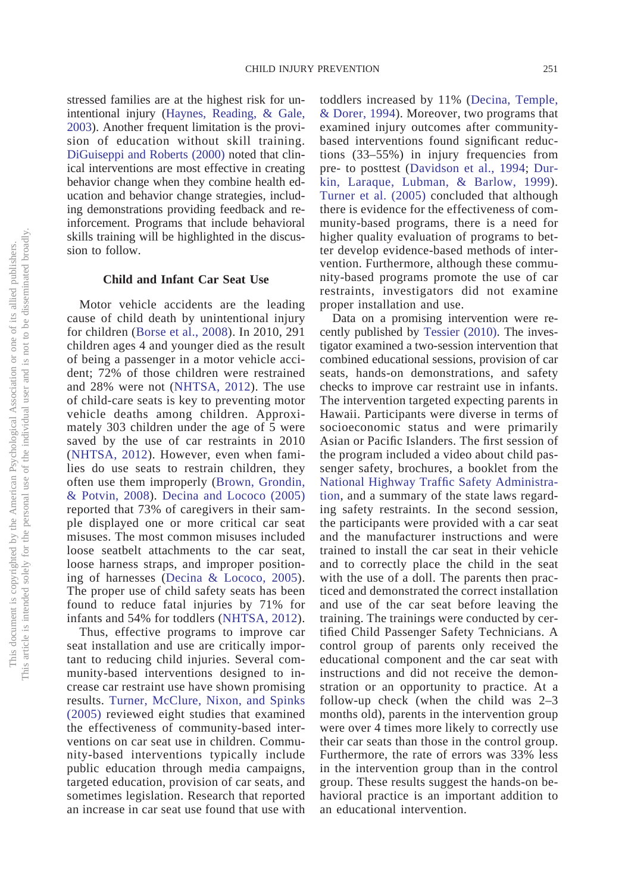stressed families are at the highest risk for unintentional injury (Haynes, Reading, & Gale, 2003). Another frequent limitation is the provision of education without skill training. DiGuiseppi and Roberts (2000) noted that clinical interventions are most effective in creating behavior change when they combine health education and behavior change strategies, including demonstrations providing feedback and reinforcement. Programs that include behavioral skills training will be highlighted in the discussion to follow.

### Child and Infant Car Seat Use

Motor vehicle accidents are the leading cause of child death by unintentional injury for children (Borse et al., 2008). In 2010, 291 children ages 4 and younger died as the result of being a passenger in a motor vehicle accident; 72% of those children were restrained and 28% were not (NHTSA, 2012). The use of child-care seats is key to preventing motor vehicle deaths among children. Approximately 303 children under the age of 5 were saved by the use of car restraints in 2010 (NHTSA, 2012). However, even when families do use seats to restrain children, they often use them improperly (Brown, Grondin, & Potvin, 2008). Decina and Lococo (2005) reported that 73% of caregivers in their sample displayed one or more critical car seat misuses. The most common misuses included loose seatbelt attachments to the car seat, loose harness straps, and improper positioning of harnesses (Decina & Lococo, 2005). The proper use of child safety seats has been found to reduce fatal injuries by 71% for infants and 54% for toddlers (NHTSA, 2012).

Thus, effective programs to improve car seat installation and use are critically important to reducing child injuries. Several community-based interventions designed to increase car restraint use have shown promising results. Turner, McClure, Nixon, and Spinks (2005) reviewed eight studies that examined the effectiveness of community-based interventions on car seat use in children. Community-based interventions typically include public education through media campaigns, targeted education, provision of car seats, and sometimes legislation. Research that reported an increase in car seat use found that use with toddlers increased by 11% (Decina, Temple, & Dorer, 1994). Moreover, two programs that examined injury outcomes after community-based interventions found significant reductions (33–55%) in injury frequencies from pre- to posttest (Davidson et al., 1994; Durkin, Laraque, Lubman, & Barlow, 1999). Turner et al. (2005) concluded that although there is evidence for the effectiveness of community-based programs, there is a need for higher quality evaluation of programs to better develop evidence-based methods of intervention. Furthermore, although these community-based programs promote the use of car restraints, investigators did not examine proper installation and use.

Data on a promising intervention were recently published by Tessier (2010). The investigator examined a two-session intervention that combined educational sessions, provision of car seats, hands-on demonstrations, and safety checks to improve car restraint use in infants. The intervention targeted expecting parents in Hawaii. Participants were diverse in terms of socioeconomic status and were primarily Asian or Pacific Islanders. The first session of the program included a video about child passenger safety, brochures, a booklet from the National Highway Traffic Safety Administration, and a summary of the state laws regarding safety restraints. In the second session, the participants were provided with a car seat and the manufacturer instructions and were trained to install the car seat in their vehicle and to correctly place the child in the seat with the use of a doll. The parents then practiced and demonstrated the correct installation and use of the car seat before leaving the training. The trainings were conducted by certified Child Passenger Safety Technicians. A control group of parents only received the educational component and the car seat with instructions and did not receive the demonstration or an opportunity to practice. At a follow-up check (when the child was 2–3 months old), parents in the intervention group were over 4 times more likely to correctly use their car seats than those in the control group. Furthermore, the rate of errors was 33% less in the intervention group than in the control group. These results suggest the hands-on behavioral practice is an important addition to an educational intervention.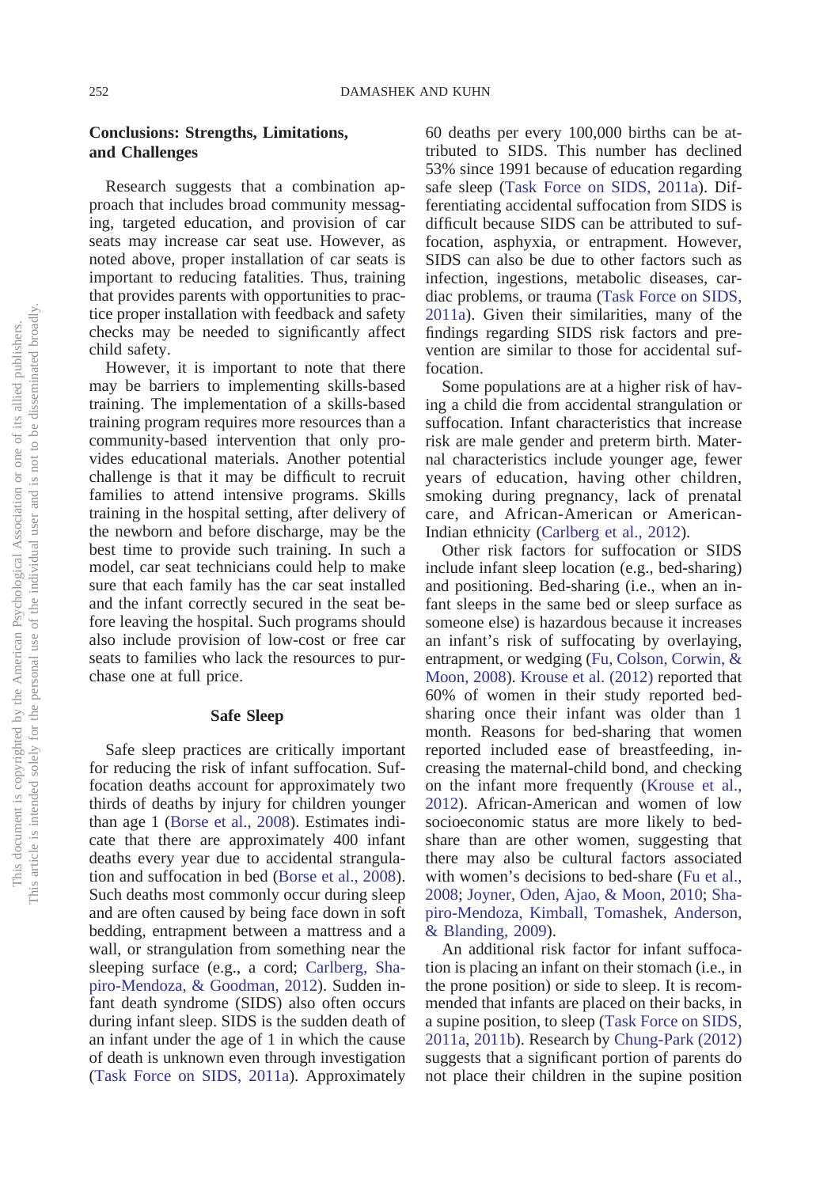## Conclusions: Strengths, Limitations, and Challenges

Research suggests that a combination approach that includes broad community messaging, targeted education, and provision of car seats may increase car seat use. However, as noted above, proper installation of car seats is important to reducing fatalities. Thus, training that provides parents with opportunities to practice proper installation with feedback and safety checks may be needed to significantly affect child safety.

However, it is important to note that there may be barriers to implementing skills-based training. The implementation of a skills-based training program requires more resources than a community-based intervention that only provides educational materials. Another potential challenge is that it may be difficult to recruit families to attend intensive programs. Skills training in the hospital setting, after delivery of the newborn and before discharge, may be the best time to provide such training. In such a model, car seat technicians could help to make sure that each family has the car seat installed and the infant correctly secured in the seat before leaving the hospital. Such programs should also include provision of low-cost or free car seats to families who lack the resources to purchase one at full price.

## Safe Sleep

Safe sleep practices are critically important for reducing the risk of infant suffocation. Suffocation deaths account for approximately two thirds of deaths by injury for children younger than age 1 (Borse et al., 2008). Estimates indicate that there are approximately 400 infant deaths every year due to accidental strangulation and suffocation in bed (Borse et al., 2008). Such deaths most commonly occur during sleep and are often caused by being face down in soft bedding, entrapment between a mattress and a wall, or strangulation from something near the sleeping surface (e.g., a cord; Carlberg, Shapiro-Mendoza, & Goodman, 2012). Sudden infant death syndrome (SIDS) also often occurs during infant sleep. SIDS is the sudden death of an infant under the age of 1 in which the cause of death is unknown even through investigation (Task Force on SIDS, 2011a). Approximately 60 deaths per every 100,000 births can be attributed to SIDS. This number has declined 53% since 1991 because of education regarding safe sleep (Task Force on SIDS, 2011a). Differentiating accidental suffocation from SIDS is difficult because SIDS can be attributed to suffocation, asphyxia, or entrapment. However, SIDS can also be due to other factors such as infection, ingestions, metabolic diseases, cardiac problems, or trauma (Task Force on SIDS, 2011a). Given their similarities, many of the findings regarding SIDS risk factors and prevention are similar to those for accidental suffocation.

Some populations are at a higher risk of having a child die from accidental strangulation or suffocation. Infant characteristics that increase risk are male gender and preterm birth. Maternal characteristics include younger age, fewer years of education, having other children, smoking during pregnancy, lack of prenatal care, and African-American or American-Indian ethnicity (Carlberg et al., 2012).

Other risk factors for suffocation or SIDS include infant sleep location (e.g., bed-sharing) and positioning. Bed-sharing (i.e., when an infant sleeps in the same bed or sleep surface as someone else) is hazardous because it increases an infant's risk of suffocating by overlaying, entrapment, or wedging (Fu, Colson, Corwin, & Moon, 2008). Krouse et al. (2012) reported that 60% of women in their study reported bed-sharing once their infant was older than 1 month. Reasons for bed-sharing that women reported included ease of breastfeeding, increasing the maternal-child bond, and checking on the infant more frequently (Krouse et al., 2012). African-American and women of low socioeconomic status are more likely to bed-share than are other women, suggesting that there may also be cultural factors associated with women's decisions to bed-share (Fu et al., 2008; Joyner, Oden, Ajao, & Moon, 2010; Shapiro-Mendoza, Kimball, Tomashek, Anderson, & Blanding, 2009).

An additional risk factor for infant suffocation is placing an infant on their stomach (i.e., in the prone position) or side to sleep. It is recommended that infants are placed on their backs, in a supine position, to sleep (Task Force on SIDS, 2011a, 2011b). Research by Chung-Park (2012) suggests that a significant portion of parents do not place their children in the supine position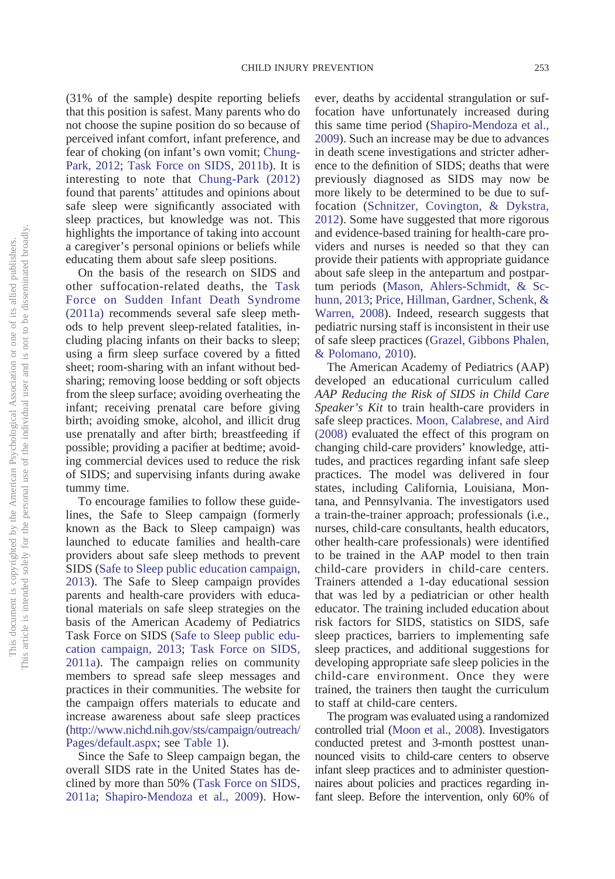(31% of the sample) despite reporting beliefs that this position is safest. Many parents who do not choose the supine position do so because of perceived infant comfort, infant preference, and fear of choking (on infant's own vomit; Chung-Park, 2012; Task Force on SIDS, 2011b). It is interesting to note that Chung-Park (2012) found that parents' attitudes and opinions about safe sleep were significantly associated with sleep practices, but knowledge was not. This highlights the importance of taking into account a caregiver's personal opinions or beliefs while educating them about safe sleep positions.

On the basis of the research on SIDS and other suffocation-related deaths, the Task Force on Sudden Infant Death Syndrome (2011a) recommends several safe sleep methods to help prevent sleep-related fatalities, including placing infants on their backs to sleep; using a firm sleep surface covered by a fitted sheet; room-sharing with an infant without bed-sharing; removing loose bedding or soft objects from the sleep surface; avoiding overheating the infant; receiving prenatal care before giving birth; avoiding smoke, alcohol, and illicit drug use prenatally and after birth; breastfeeding if possible; providing a pacifier at bedtime; avoiding commercial devices used to reduce the risk of SIDS; and supervising infants during awake tummy time.

To encourage families to follow these guidelines, the Safe to Sleep campaign (formerly known as the Back to Sleep campaign) was launched to educate families and health-care providers about safe sleep methods to prevent SIDS (Safe to Sleep public education campaign, 2013). The Safe to Sleep campaign provides parents and health-care providers with educational materials on safe sleep strategies on the basis of the American Academy of Pediatrics Task Force on SIDS (Safe to Sleep public education campaign, 2013; Task Force on SIDS, 2011a). The campaign relies on community members to spread safe sleep messages and practices in their communities. The website for the campaign offers materials to educate and increase awareness about safe sleep practices (http://www.nichd.nih.gov/sts/campaign/outreach/Pages/default.aspx; see Table 1).

Since the Safe to Sleep campaign began, the overall SIDS rate in the United States has declined by more than 50% (Task Force on SIDS, 2011a; Shapiro-Mendoza et al., 2009). However, deaths by accidental strangulation or suffocation have unfortunately increased during this same time period (Shapiro-Mendoza et al., 2009). Such an increase may be due to advances in death scene investigations and stricter adherence to the definition of SIDS; deaths that were previously diagnosed as SIDS may now be more likely to be determined to be due to suffocation (Schnitzer, Covington, & Dykstra, 2012). Some have suggested that more rigorous and evidence-based training for health-care providers and nurses is needed so that they can provide their patients with appropriate guidance about safe sleep in the antepartum and postpartum periods (Mason, Ahlers-Schmidt, & Schunn, 2013; Price, Hillman, Gardner, Schenk, & Warren, 2008). Indeed, research suggests that pediatric nursing staff is inconsistent in their use of safe sleep practices (Grazel, Gibbons Phalen, & Polomano, 2010).

The American Academy of Pediatrics (AAP) developed an educational curriculum called *AAP Reducing the Risk of SIDS in Child Care Speaker's Kit* to train health-care providers in safe sleep practices. Moon, Calabrese, and Aird (2008) evaluated the effect of this program on changing child-care providers' knowledge, attitudes, and practices regarding infant safe sleep practices. The model was delivered in four states, including California, Louisiana, Montana, and Pennsylvania. The investigators used a train-the-trainer approach; professionals (i.e., nurses, child-care consultants, health educators, other health-care professionals) were identified to be trained in the AAP model to then train child-care providers in child-care centers. Trainers attended a 1-day educational session that was led by a pediatrician or other health educator. The training included education about risk factors for SIDS, statistics on SIDS, safe sleep practices, barriers to implementing safe sleep practices, and additional suggestions for developing appropriate safe sleep policies in the child-care environment. Once they were trained, the trainers then taught the curriculum to staff at child-care centers.

The program was evaluated using a randomized controlled trial (Moon et al., 2008). Investigators conducted pretest and 3-month posttest unannounced visits to child-care centers to observe infant sleep practices and to administer questionnaires about policies and practices regarding infant sleep. Before the intervention, only 60% of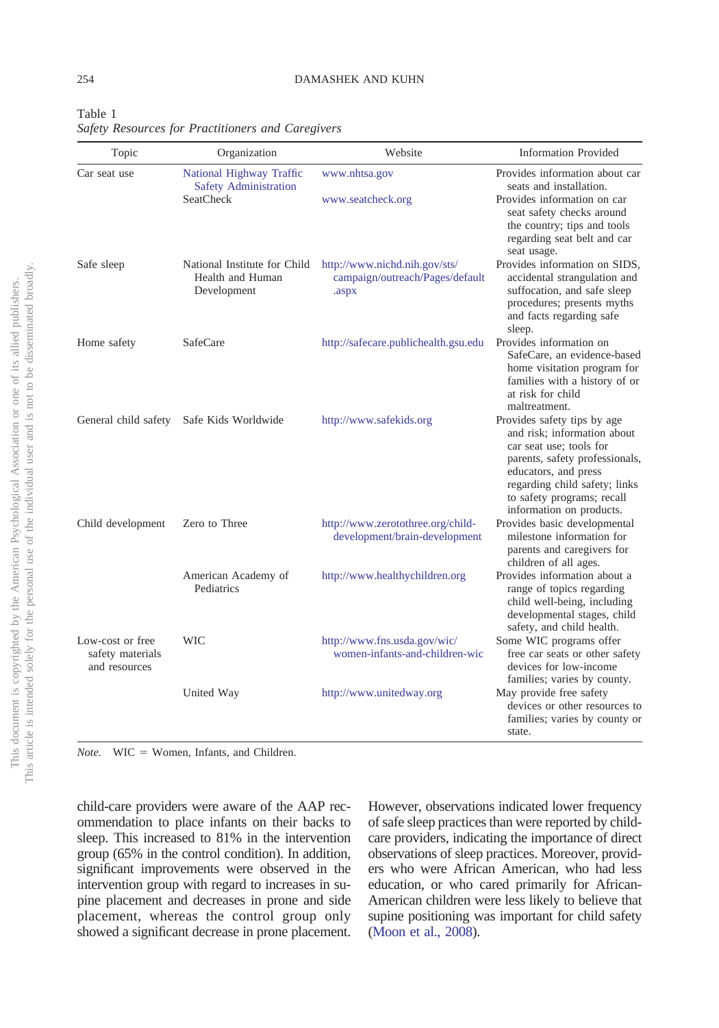Table 1
*Safety Resources for Practitioners and Caregivers*

| Topic | Organization | Website | Information Provided |
|---|---|---|---|
| Car seat use | National Highway Traffic Safety Administration | www.nhtsa.gov | Provides information about car seats and installation. |
| | SeatCheck | www.seatcheck.org | Provides information on car seat safety checks around the country; tips and tools regarding seat belt and car seat usage. |
| Safe sleep | National Institute for Child Health and Human Development | http://www.nichd.nih.gov/sts/campaign/outreach/Pages/default.aspx | Provides information on SIDS, accidental strangulation and suffocation, and safe sleep procedures; presents myths and facts regarding safe sleep. |
| Home safety | SafeCare | http://safecare.publichealth.gsu.edu | Provides information on SafeCare, an evidence-based home visitation program for families with a history of or at risk for child maltreatment. |
| General child safety | Safe Kids Worldwide | http://www.safekids.org | Provides safety tips by age and risk; information about car seat use; tools for parents, safety professionals, educators, and press regarding child safety; links to safety programs; recall information on products. |
| Child development | Zero to Three | http://www.zerotothree.org/child-development/brain-development | Provides basic developmental milestone information for parents and caregivers for children of all ages. |
| | American Academy of Pediatrics | http://www.healthychildren.org | Provides information about a range of topics regarding child well-being, including developmental stages, child safety, and child health. |
| Low-cost or free safety materials and resources | WIC | http://www.fns.usda.gov/wic/women-infants-and-children-wic | Some WIC programs offer free car seats or other safety devices for low-income families; varies by county. |
| | United Way | http://www.unitedway.org | May provide free safety devices or other resources to families; varies by county or state. |

*Note.* WIC = Women, Infants, and Children.

child-care providers were aware of the AAP recommendation to place infants on their backs to sleep. This increased to 81% in the intervention group (65% in the control condition). In addition, significant improvements were observed in the intervention group with regard to increases in supine placement and decreases in prone and side placement, whereas the control group only showed a significant decrease in prone placement. However, observations indicated lower frequency of safe sleep practices than were reported by child-care providers, indicating the importance of direct observations of sleep practices. Moreover, providers who were African American, who had less education, or who cared primarily for African-American children were less likely to believe that supine positioning was important for child safety (Moon et al., 2008).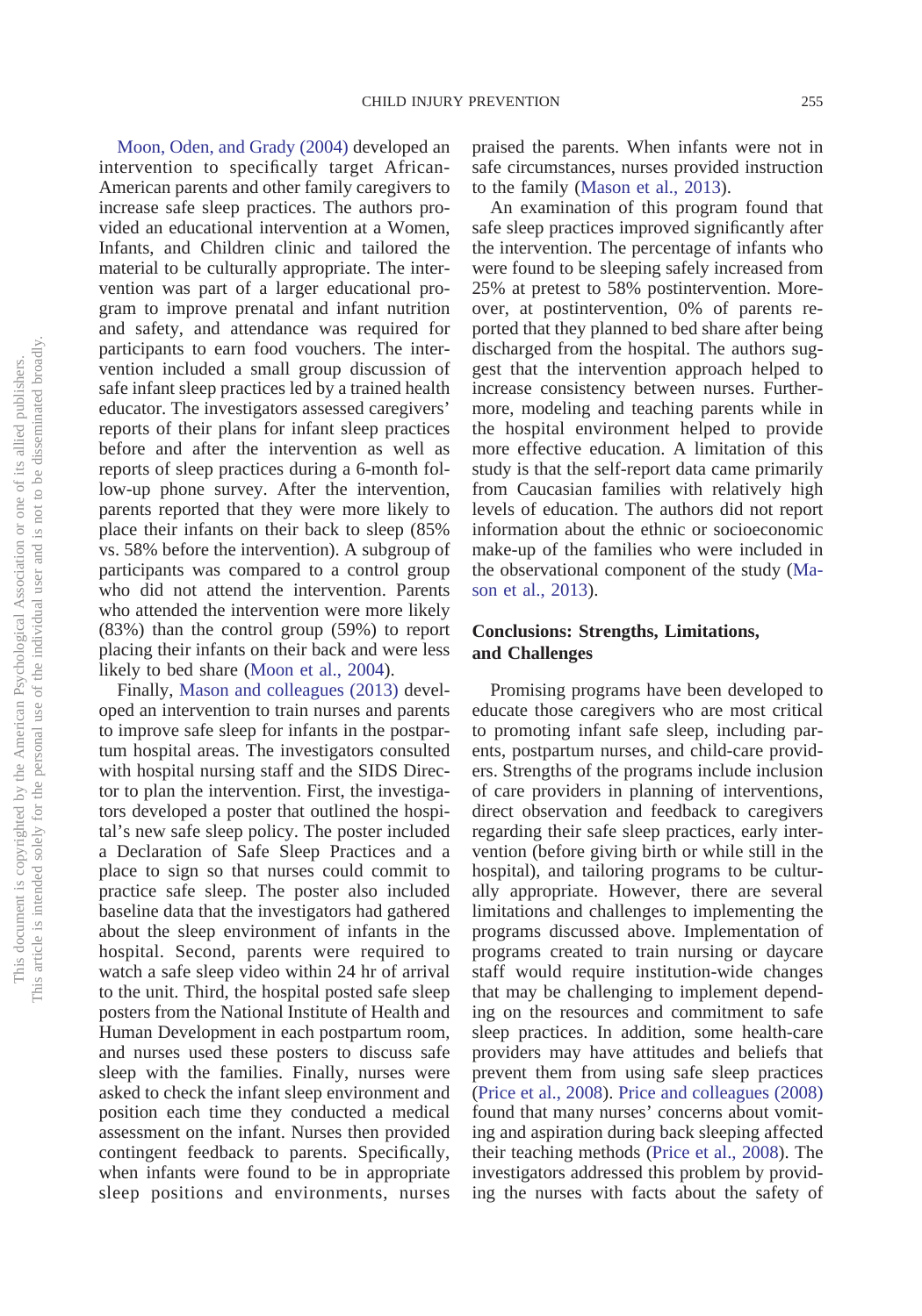Moon, Oden, and Grady (2004) developed an intervention to specifically target African-American parents and other family caregivers to increase safe sleep practices. The authors provided an educational intervention at a Women, Infants, and Children clinic and tailored the material to be culturally appropriate. The intervention was part of a larger educational program to improve prenatal and infant nutrition and safety, and attendance was required for participants to earn food vouchers. The intervention included a small group discussion of safe infant sleep practices led by a trained health educator. The investigators assessed caregivers' reports of their plans for infant sleep practices before and after the intervention as well as reports of sleep practices during a 6-month follow-up phone survey. After the intervention, parents reported that they were more likely to place their infants on their back to sleep (85% vs. 58% before the intervention). A subgroup of participants was compared to a control group who did not attend the intervention. Parents who attended the intervention were more likely (83%) than the control group (59%) to report placing their infants on their back and were less likely to bed share (Moon et al., 2004).

Finally, Mason and colleagues (2013) developed an intervention to train nurses and parents to improve safe sleep for infants in the postpartum hospital areas. The investigators consulted with hospital nursing staff and the SIDS Director to plan the intervention. First, the investigators developed a poster that outlined the hospital's new safe sleep policy. The poster included a Declaration of Safe Sleep Practices and a place to sign so that nurses could commit to practice safe sleep. The poster also included baseline data that the investigators had gathered about the sleep environment of infants in the hospital. Second, parents were required to watch a safe sleep video within 24 hr of arrival to the unit. Third, the hospital posted safe sleep posters from the National Institute of Health and Human Development in each postpartum room, and nurses used these posters to discuss safe sleep with the families. Finally, nurses were asked to check the infant sleep environment and position each time they conducted a medical assessment on the infant. Nurses then provided contingent feedback to parents. Specifically, when infants were found to be in appropriate sleep positions and environments, nurses praised the parents. When infants were not in safe circumstances, nurses provided instruction to the family (Mason et al., 2013).

An examination of this program found that safe sleep practices improved significantly after the intervention. The percentage of infants who were found to be sleeping safely increased from 25% at pretest to 58% postintervention. Moreover, at postintervention, 0% of parents reported that they planned to bed share after being discharged from the hospital. The authors suggest that the intervention approach helped to increase consistency between nurses. Furthermore, modeling and teaching parents while in the hospital environment helped to provide more effective education. A limitation of this study is that the self-report data came primarily from Caucasian families with relatively high levels of education. The authors did not report information about the ethnic or socioeconomic make-up of the families who were included in the observational component of the study (Mason et al., 2013).

### Conclusions: Strengths, Limitations, and Challenges

Promising programs have been developed to educate those caregivers who are most critical to promoting infant safe sleep, including parents, postpartum nurses, and child-care providers. Strengths of the programs include inclusion of care providers in planning of interventions, direct observation and feedback to caregivers regarding their safe sleep practices, early intervention (before giving birth or while still in the hospital), and tailoring programs to be culturally appropriate. However, there are several limitations and challenges to implementing the programs discussed above. Implementation of programs created to train nursing or daycare staff would require institution-wide changes that may be challenging to implement depending on the resources and commitment to safe sleep practices. In addition, some health-care providers may have attitudes and beliefs that prevent them from using safe sleep practices (Price et al., 2008). Price and colleagues (2008) found that many nurses' concerns about vomiting and aspiration during back sleeping affected their teaching methods (Price et al., 2008). The investigators addressed this problem by providing the nurses with facts about the safety of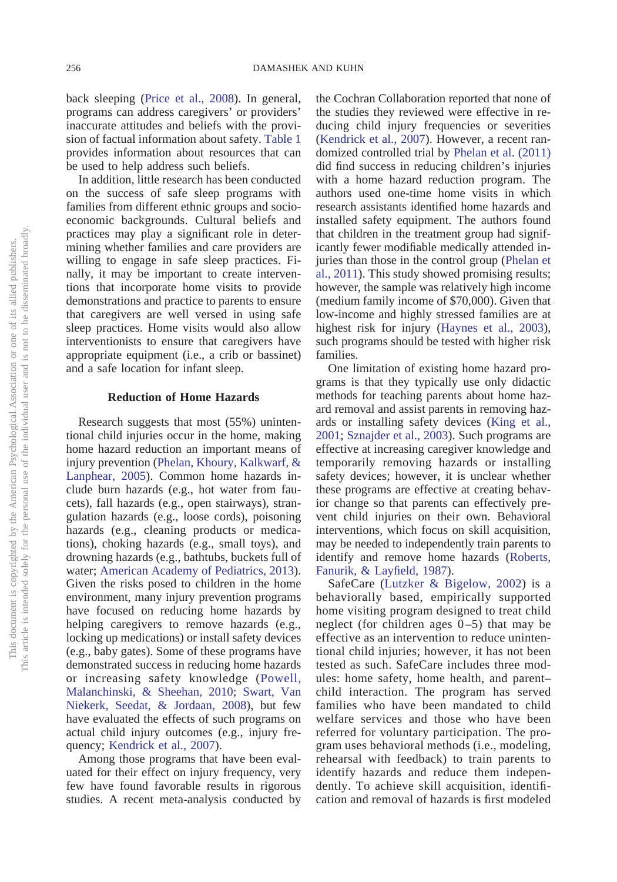back sleeping (Price et al., 2008). In general, programs can address caregivers' or providers' inaccurate attitudes and beliefs with the provision of factual information about safety. Table 1 provides information about resources that can be used to help address such beliefs.

In addition, little research has been conducted on the success of safe sleep programs with families from different ethnic groups and socioeconomic backgrounds. Cultural beliefs and practices may play a significant role in determining whether families and care providers are willing to engage in safe sleep practices. Finally, it may be important to create interventions that incorporate home visits to provide demonstrations and practice to parents to ensure that caregivers are well versed in using safe sleep practices. Home visits would also allow interventionists to ensure that caregivers have appropriate equipment (i.e., a crib or bassinet) and a safe location for infant sleep.

## Reduction of Home Hazards

Research suggests that most (55%) unintentional child injuries occur in the home, making home hazard reduction an important means of injury prevention (Phelan, Khoury, Kalkwarf, & Lanphear, 2005). Common home hazards include burn hazards (e.g., hot water from faucets), fall hazards (e.g., open stairways), strangulation hazards (e.g., loose cords), poisoning hazards (e.g., cleaning products or medications), choking hazards (e.g., small toys), and drowning hazards (e.g., bathtubs, buckets full of water; American Academy of Pediatrics, 2013). Given the risks posed to children in the home environment, many injury prevention programs have focused on reducing home hazards by helping caregivers to remove hazards (e.g., locking up medications) or install safety devices (e.g., baby gates). Some of these programs have demonstrated success in reducing home hazards or increasing safety knowledge (Powell, Malanchinski, & Sheehan, 2010; Swart, Van Niekerk, Seedat, & Jordaan, 2008), but few have evaluated the effects of such programs on actual child injury outcomes (e.g., injury frequency; Kendrick et al., 2007).

Among those programs that have been evaluated for their effect on injury frequency, very few have found favorable results in rigorous studies. A recent meta-analysis conducted by the Cochran Collaboration reported that none of the studies they reviewed were effective in reducing child injury frequencies or severities (Kendrick et al., 2007). However, a recent randomized controlled trial by Phelan et al. (2011) did find success in reducing children's injuries with a home hazard reduction program. The authors used one-time home visits in which research assistants identified home hazards and installed safety equipment. The authors found that children in the treatment group had significantly fewer modifiable medically attended injuries than those in the control group (Phelan et al., 2011). This study showed promising results; however, the sample was relatively high income (medium family income of $70,000). Given that low-income and highly stressed families are at highest risk for injury (Haynes et al., 2003), such programs should be tested with higher risk families.

One limitation of existing home hazard programs is that they typically use only didactic methods for teaching parents about home hazard removal and assist parents in removing hazards or installing safety devices (King et al., 2001; Sznajder et al., 2003). Such programs are effective at increasing caregiver knowledge and temporarily removing hazards or installing safety devices; however, it is unclear whether these programs are effective at creating behavior change so that parents can effectively prevent child injuries on their own. Behavioral interventions, which focus on skill acquisition, may be needed to independently train parents to identify and remove home hazards (Roberts, Fanurik, & Layfield, 1987).

SafeCare (Lutzker & Bigelow, 2002) is a behaviorally based, empirically supported home visiting program designed to treat child neglect (for children ages 0–5) that may be effective as an intervention to reduce unintentional child injuries; however, it has not been tested as such. SafeCare includes three modules: home safety, home health, and parent–child interaction. The program has served families who have been mandated to child welfare services and those who have been referred for voluntary participation. The program uses behavioral methods (i.e., modeling, rehearsal with feedback) to train parents to identify hazards and reduce them independently. To achieve skill acquisition, identification and removal of hazards is first modeled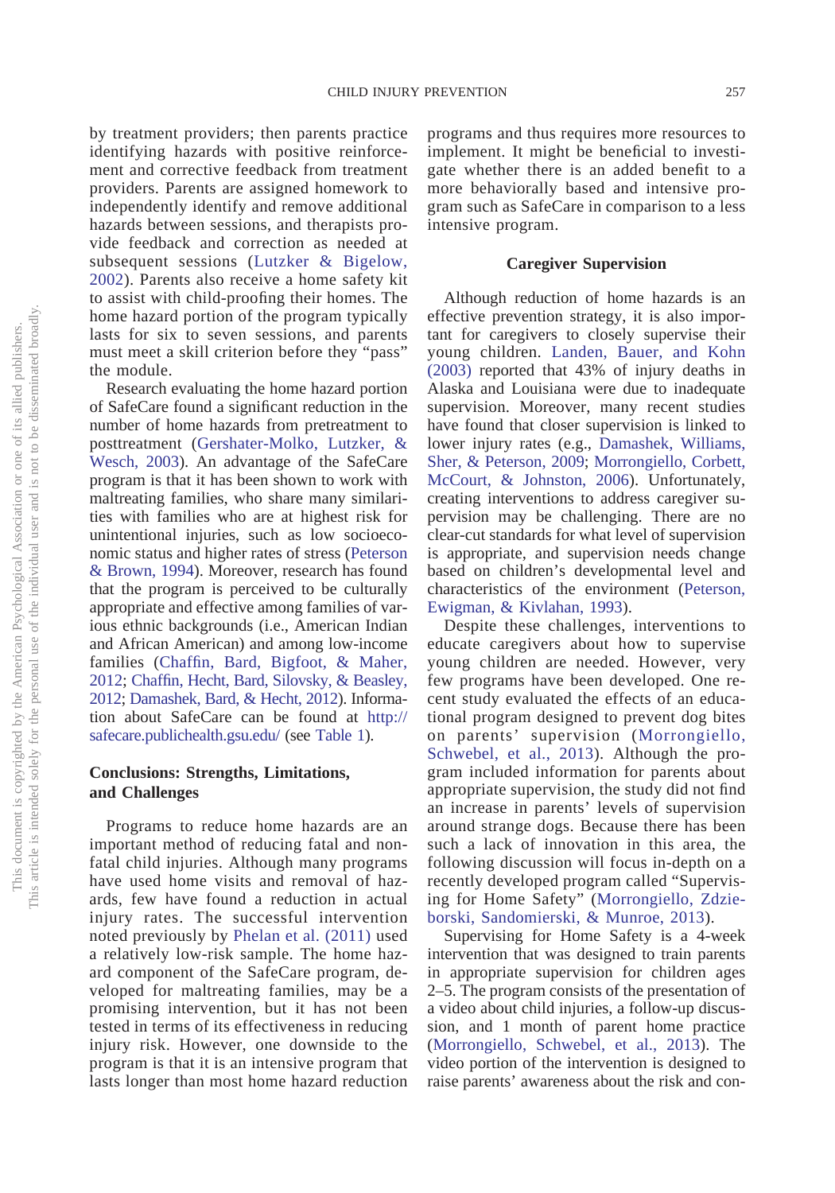by treatment providers; then parents practice identifying hazards with positive reinforcement and corrective feedback from treatment providers. Parents are assigned homework to independently identify and remove additional hazards between sessions, and therapists provide feedback and correction as needed at subsequent sessions (Lutzker & Bigelow, 2002). Parents also receive a home safety kit to assist with child-proofing their homes. The home hazard portion of the program typically lasts for six to seven sessions, and parents must meet a skill criterion before they "pass" the module.

Research evaluating the home hazard portion of SafeCare found a significant reduction in the number of home hazards from pretreatment to posttreatment (Gershater-Molko, Lutzker, & Wesch, 2003). An advantage of the SafeCare program is that it has been shown to work with maltreating families, who share many similarities with families who are at highest risk for unintentional injuries, such as low socioeconomic status and higher rates of stress (Peterson & Brown, 1994). Moreover, research has found that the program is perceived to be culturally appropriate and effective among families of various ethnic backgrounds (i.e., American Indian and African American) and among low-income families (Chaffin, Bard, Bigfoot, & Maher, 2012; Chaffin, Hecht, Bard, Silovsky, & Beasley, 2012; Damashek, Bard, & Hecht, 2012). Information about SafeCare can be found at http://safecare.publichealth.gsu.edu/ (see Table 1).

## Conclusions: Strengths, Limitations, and Challenges

Programs to reduce home hazards are an important method of reducing fatal and nonfatal child injuries. Although many programs have used home visits and removal of hazards, few have found a reduction in actual injury rates. The successful intervention noted previously by Phelan et al. (2011) used a relatively low-risk sample. The home hazard component of the SafeCare program, developed for maltreating families, may be a promising intervention, but it has not been tested in terms of its effectiveness in reducing injury risk. However, one downside to the program is that it is an intensive program that lasts longer than most home hazard reduction programs and thus requires more resources to implement. It might be beneficial to investigate whether there is an added benefit to a more behaviorally based and intensive program such as SafeCare in comparison to a less intensive program.

## Caregiver Supervision

Although reduction of home hazards is an effective prevention strategy, it is also important for caregivers to closely supervise their young children. Landen, Bauer, and Kohn (2003) reported that 43% of injury deaths in Alaska and Louisiana were due to inadequate supervision. Moreover, many recent studies have found that closer supervision is linked to lower injury rates (e.g., Damashek, Williams, Sher, & Peterson, 2009; Morrongiello, Corbett, McCourt, & Johnston, 2006). Unfortunately, creating interventions to address caregiver supervision may be challenging. There are no clear-cut standards for what level of supervision is appropriate, and supervision needs change based on children's developmental level and characteristics of the environment (Peterson, Ewigman, & Kivlahan, 1993).

Despite these challenges, interventions to educate caregivers about how to supervise young children are needed. However, very few programs have been developed. One recent study evaluated the effects of an educational program designed to prevent dog bites on parents' supervision (Morrongiello, Schwebel, et al., 2013). Although the program included information for parents about appropriate supervision, the study did not find an increase in parents' levels of supervision around strange dogs. Because there has been such a lack of innovation in this area, the following discussion will focus in-depth on a recently developed program called "Supervising for Home Safety" (Morrongiello, Zdzieborski, Sandomierski, & Munroe, 2013).

Supervising for Home Safety is a 4-week intervention that was designed to train parents in appropriate supervision for children ages 2–5. The program consists of the presentation of a video about child injuries, a follow-up discussion, and 1 month of parent home practice (Morrongiello, Schwebel, et al., 2013). The video portion of the intervention is designed to raise parents' awareness about the risk and con-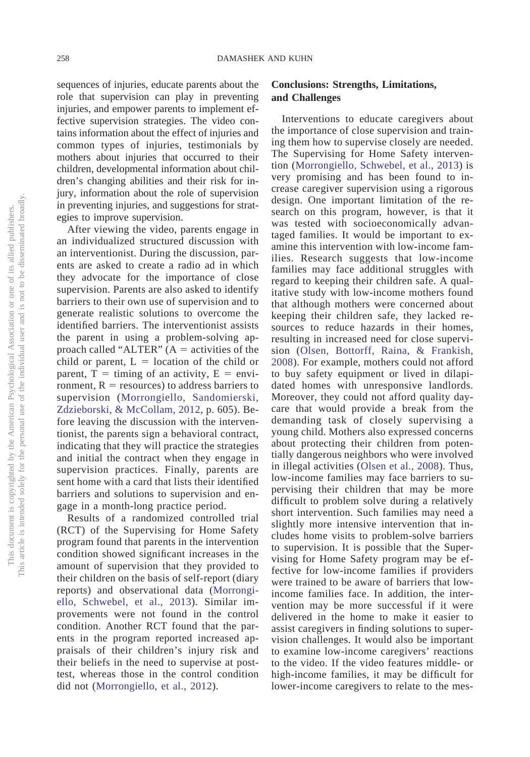sequences of injuries, educate parents about the role that supervision can play in preventing injuries, and empower parents to implement effective supervision strategies. The video contains information about the effect of injuries and common types of injuries, testimonials by mothers about injuries that occurred to their children, developmental information about children's changing abilities and their risk for injury, information about the role of supervision in preventing injuries, and suggestions for strategies to improve supervision.

After viewing the video, parents engage in an individualized structured discussion with an interventionist. During the discussion, parents are asked to create a radio ad in which they advocate for the importance of close supervision. Parents are also asked to identify barriers to their own use of supervision and to generate realistic solutions to overcome the identified barriers. The interventionist assists the parent in using a problem-solving approach called "ALTER" (A = activities of the child or parent, L = location of the child or parent, T = timing of an activity, E = environment, R = resources) to address barriers to supervision (Morrongiello, Sandomierski, Zdzieborski, & McCollam, 2012, p. 605). Before leaving the discussion with the interventionist, the parents sign a behavioral contract, indicating that they will practice the strategies and initial the contract when they engage in supervision practices. Finally, parents are sent home with a card that lists their identified barriers and solutions to supervision and engage in a month-long practice period.

Results of a randomized controlled trial (RCT) of the Supervising for Home Safety program found that parents in the intervention condition showed significant increases in the amount of supervision that they provided to their children on the basis of self-report (diary reports) and observational data (Morrongiello, Schwebel, et al., 2013). Similar improvements were not found in the control condition. Another RCT found that the parents in the program reported increased appraisals of their children's injury risk and their beliefs in the need to supervise at posttest, whereas those in the control condition did not (Morrongiello, et al., 2012).

## Conclusions: Strengths, Limitations, and Challenges

Interventions to educate caregivers about the importance of close supervision and training them how to supervise closely are needed. The Supervising for Home Safety intervention (Morrongiello, Schwebel, et al., 2013) is very promising and has been found to increase caregiver supervision using a rigorous design. One important limitation of the research on this program, however, is that it was tested with socioeconomically advantaged families. It would be important to examine this intervention with low-income families. Research suggests that low-income families may face additional struggles with regard to keeping their children safe. A qualitative study with low-income mothers found that although mothers were concerned about keeping their children safe, they lacked resources to reduce hazards in their homes, resulting in increased need for close supervision (Olsen, Bottorff, Raina, & Frankish, 2008). For example, mothers could not afford to buy safety equipment or lived in dilapidated homes with unresponsive landlords. Moreover, they could not afford quality daycare that would provide a break from the demanding task of closely supervising a young child. Mothers also expressed concerns about protecting their children from potentially dangerous neighbors who were involved in illegal activities (Olsen et al., 2008). Thus, low-income families may face barriers to supervising their children that may be more difficult to problem solve during a relatively short intervention. Such families may need a slightly more intensive intervention that includes home visits to problem-solve barriers to supervision. It is possible that the Supervising for Home Safety program may be effective for low-income families if providers were trained to be aware of barriers that low-income families face. In addition, the intervention may be more successful if it were delivered in the home to make it easier to assist caregivers in finding solutions to supervision challenges. It would also be important to examine low-income caregivers' reactions to the video. If the video features middle- or high-income families, it may be difficult for lower-income caregivers to relate to the mes-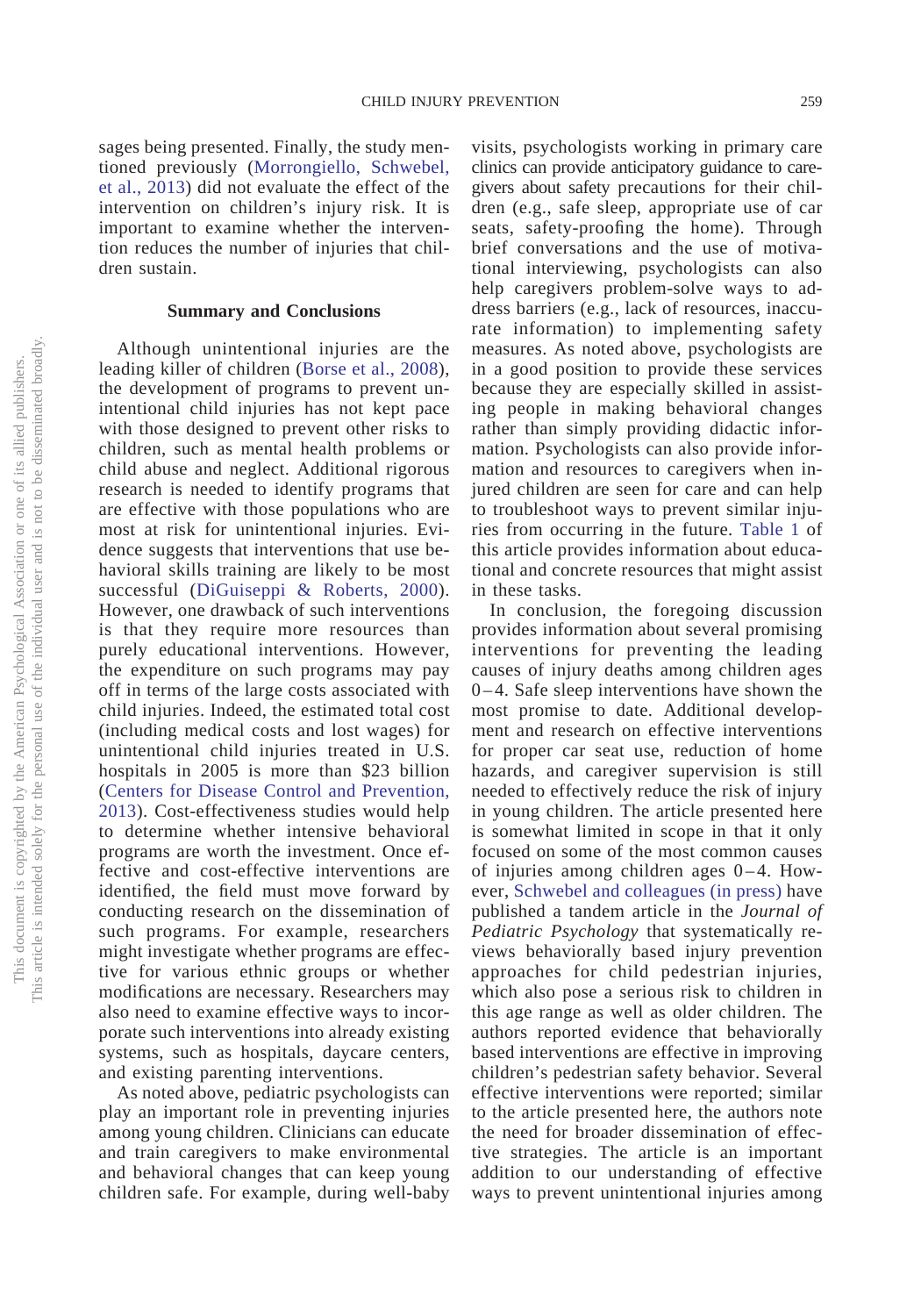sages being presented. Finally, the study mentioned previously (Morrongiello, Schwebel, et al., 2013) did not evaluate the effect of the intervention on children's injury risk. It is important to examine whether the intervention reduces the number of injuries that children sustain.

### Summary and Conclusions

Although unintentional injuries are the leading killer of children (Borse et al., 2008), the development of programs to prevent unintentional child injuries has not kept pace with those designed to prevent other risks to children, such as mental health problems or child abuse and neglect. Additional rigorous research is needed to identify programs that are effective with those populations who are most at risk for unintentional injuries. Evidence suggests that interventions that use behavioral skills training are likely to be most successful (DiGuiseppi & Roberts, 2000). However, one drawback of such interventions is that they require more resources than purely educational interventions. However, the expenditure on such programs may pay off in terms of the large costs associated with child injuries. Indeed, the estimated total cost (including medical costs and lost wages) for unintentional child injuries treated in U.S. hospitals in 2005 is more than $23 billion (Centers for Disease Control and Prevention, 2013). Cost-effectiveness studies would help to determine whether intensive behavioral programs are worth the investment. Once effective and cost-effective interventions are identified, the field must move forward by conducting research on the dissemination of such programs. For example, researchers might investigate whether programs are effective for various ethnic groups or whether modifications are necessary. Researchers may also need to examine effective ways to incorporate such interventions into already existing systems, such as hospitals, daycare centers, and existing parenting interventions.

As noted above, pediatric psychologists can play an important role in preventing injuries among young children. Clinicians can educate and train caregivers to make environmental and behavioral changes that can keep young children safe. For example, during well-baby visits, psychologists working in primary care clinics can provide anticipatory guidance to caregivers about safety precautions for their children (e.g., safe sleep, appropriate use of car seats, safety-proofing the home). Through brief conversations and the use of motivational interviewing, psychologists can also help caregivers problem-solve ways to address barriers (e.g., lack of resources, inaccurate information) to implementing safety measures. As noted above, psychologists are in a good position to provide these services because they are especially skilled in assisting people in making behavioral changes rather than simply providing didactic information. Psychologists can also provide information and resources to caregivers when injured children are seen for care and can help to troubleshoot ways to prevent similar injuries from occurring in the future. Table 1 of this article provides information about educational and concrete resources that might assist in these tasks.

In conclusion, the foregoing discussion provides information about several promising interventions for preventing the leading causes of injury deaths among children ages 0–4. Safe sleep interventions have shown the most promise to date. Additional development and research on effective interventions for proper car seat use, reduction of home hazards, and caregiver supervision is still needed to effectively reduce the risk of injury in young children. The article presented here is somewhat limited in scope in that it only focused on some of the most common causes of injuries among children ages 0–4. However, Schwebel and colleagues (in press) have published a tandem article in the *Journal of Pediatric Psychology* that systematically reviews behaviorally based injury prevention approaches for child pedestrian injuries, which also pose a serious risk to children in this age range as well as older children. The authors reported evidence that behaviorally based interventions are effective in improving children's pedestrian safety behavior. Several effective interventions were reported; similar to the article presented here, the authors note the need for broader dissemination of effective strategies. The article is an important addition to our understanding of effective ways to prevent unintentional injuries among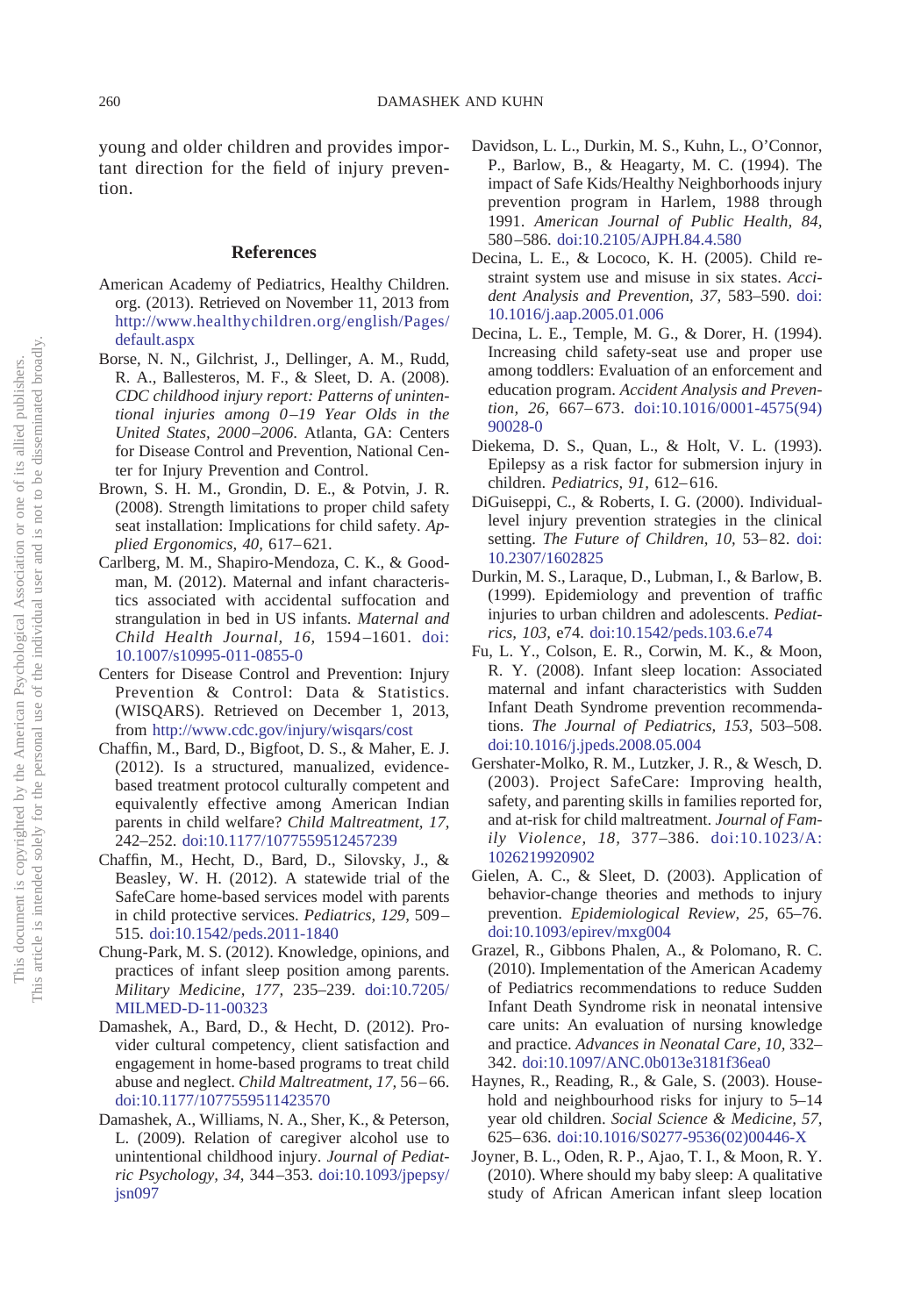young and older children and provides important direction for the field of injury prevention.

## References

American Academy of Pediatrics, Healthy Children.org. (2013). Retrieved on November 11, 2013 from http://www.healthychildren.org/english/Pages/default.aspx

Borse, N. N., Gilchrist, J., Dellinger, A. M., Rudd, R. A., Ballesteros, M. F., & Sleet, D. A. (2008). *CDC childhood injury report: Patterns of unintentional injuries among 0–19 Year Olds in the United States, 2000–2006*. Atlanta, GA: Centers for Disease Control and Prevention, National Center for Injury Prevention and Control.

Brown, S. H. M., Grondin, D. E., & Potvin, J. R. (2008). Strength limitations to proper child safety seat installation: Implications for child safety. *Applied Ergonomics, 40,* 617–621.

Carlberg, M. M., Shapiro-Mendoza, C. K., & Goodman, M. (2012). Maternal and infant characteristics associated with accidental suffocation and strangulation in bed in US infants. *Maternal and Child Health Journal, 16,* 1594–1601. doi:10.1007/s10995-011-0855-0

Centers for Disease Control and Prevention: Injury Prevention & Control: Data & Statistics. (WISQARS). Retrieved on December 1, 2013, from http://www.cdc.gov/injury/wisqars/cost

Chaffin, M., Bard, D., Bigfoot, D. S., & Maher, E. J. (2012). Is a structured, manualized, evidence-based treatment protocol culturally competent and equivalently effective among American Indian parents in child welfare? *Child Maltreatment, 17,* 242–252. doi:10.1177/1077559512457239

Chaffin, M., Hecht, D., Bard, D., Silovsky, J., & Beasley, W. H. (2012). A statewide trial of the SafeCare home-based services model with parents in child protective services. *Pediatrics, 129,* 509–515. doi:10.1542/peds.2011-1840

Chung-Park, M. S. (2012). Knowledge, opinions, and practices of infant sleep position among parents. *Military Medicine, 177,* 235–239. doi:10.7205/MILMED-D-11-00323

Damashek, A., Bard, D., & Hecht, D. (2012). Provider cultural competency, client satisfaction and engagement in home-based programs to treat child abuse and neglect. *Child Maltreatment, 17,* 56–66. doi:10.1177/1077559511423570

Damashek, A., Williams, N. A., Sher, K., & Peterson, L. (2009). Relation of caregiver alcohol use to unintentional childhood injury. *Journal of Pediatric Psychology, 34,* 344–353. doi:10.1093/jpepsy/jsn097

Davidson, L. L., Durkin, M. S., Kuhn, L., O'Connor, P., Barlow, B., & Heagarty, M. C. (1994). The impact of Safe Kids/Healthy Neighborhoods injury prevention program in Harlem, 1988 through 1991. *American Journal of Public Health, 84,* 580–586. doi:10.2105/AJPH.84.4.580

Decina, L. E., & Lococo, K. H. (2005). Child restraint system use and misuse in six states. *Accident Analysis and Prevention, 37,* 583–590. doi:10.1016/j.aap.2005.01.006

Decina, L. E., Temple, M. G., & Dorer, H. (1994). Increasing child safety-seat use and proper use among toddlers: Evaluation of an enforcement and education program. *Accident Analysis and Prevention, 26,* 667–673. doi:10.1016/0001-4575(94)90028-0

Diekema, D. S., Quan, L., & Holt, V. L. (1993). Epilepsy as a risk factor for submersion injury in children. *Pediatrics, 91,* 612–616.

DiGuiseppi, C., & Roberts, I. G. (2000). Individual-level injury prevention strategies in the clinical setting. *The Future of Children, 10,* 53–82. doi:10.2307/1602825

Durkin, M. S., Laraque, D., Lubman, I., & Barlow, B. (1999). Epidemiology and prevention of traffic injuries to urban children and adolescents. *Pediatrics, 103,* e74. doi:10.1542/peds.103.6.e74

Fu, L. Y., Colson, E. R., Corwin, M. K., & Moon, R. Y. (2008). Infant sleep location: Associated maternal and infant characteristics with Sudden Infant Death Syndrome prevention recommendations. *The Journal of Pediatrics, 153,* 503–508. doi:10.1016/j.jpeds.2008.05.004

Gershater-Molko, R. M., Lutzker, J. R., & Wesch, D. (2003). Project SafeCare: Improving health, safety, and parenting skills in families reported for, and at-risk for child maltreatment. *Journal of Family Violence, 18,* 377–386. doi:10.1023/A:1026219920902

Gielen, A. C., & Sleet, D. (2003). Application of behavior-change theories and methods to injury prevention. *Epidemiological Review, 25,* 65–76. doi:10.1093/epirev/mxg004

Grazel, R., Gibbons Phalen, A., & Polomano, R. C. (2010). Implementation of the American Academy of Pediatrics recommendations to reduce Sudden Infant Death Syndrome risk in neonatal intensive care units: An evaluation of nursing knowledge and practice. *Advances in Neonatal Care, 10,* 332–342. doi:10.1097/ANC.0b013e3181f36ea0

Haynes, R., Reading, R., & Gale, S. (2003). Household and neighbourhood risks for injury to 5–14 year old children. *Social Science & Medicine, 57,* 625–636. doi:10.1016/S0277-9536(02)00446-X

Joyner, B. L., Oden, R. P., Ajao, T. I., & Moon, R. Y. (2010). Where should my baby sleep: A qualitative study of African American infant sleep location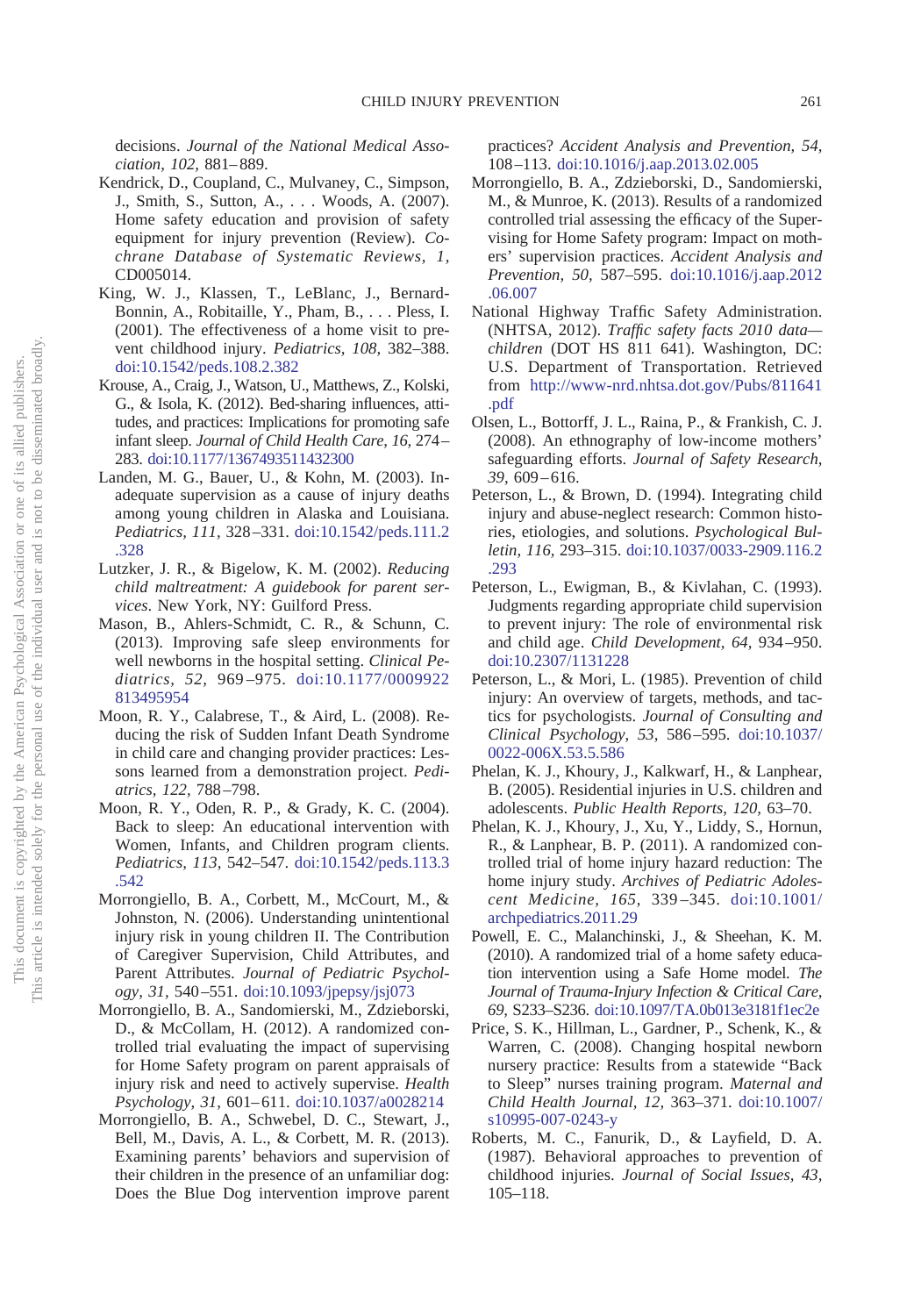decisions. *Journal of the National Medical Association, 102,* 881–889.

Kendrick, D., Coupland, C., Mulvaney, C., Simpson, J., Smith, S., Sutton, A., . . . Woods, A. (2007). Home safety education and provision of safety equipment for injury prevention (Review). *Cochrane Database of Systematic Reviews, 1,* CD005014.

King, W. J., Klassen, T., LeBlanc, J., Bernard-Bonnin, A., Robitaille, Y., Pham, B., . . . Pless, I. (2001). The effectiveness of a home visit to prevent childhood injury. *Pediatrics, 108,* 382–388. doi:10.1542/peds.108.2.382

Krouse, A., Craig, J., Watson, U., Matthews, Z., Kolski, G., & Isola, K. (2012). Bed-sharing influences, attitudes, and practices: Implications for promoting safe infant sleep. *Journal of Child Health Care, 16,* 274–283. doi:10.1177/1367493511432300

Landen, M. G., Bauer, U., & Kohn, M. (2003). Inadequate supervision as a cause of injury deaths among young children in Alaska and Louisiana. *Pediatrics, 111,* 328–331. doi:10.1542/peds.111.2.328

Lutzker, J. R., & Bigelow, K. M. (2002). *Reducing child maltreatment: A guidebook for parent services.* New York, NY: Guilford Press.

Mason, B., Ahlers-Schmidt, C. R., & Schunn, C. (2013). Improving safe sleep environments for well newborns in the hospital setting. *Clinical Pediatrics, 52,* 969–975. doi:10.1177/0009922813495954

Moon, R. Y., Calabrese, T., & Aird, L. (2008). Reducing the risk of Sudden Infant Death Syndrome in child care and changing provider practices: Lessons learned from a demonstration project. *Pediatrics, 122,* 788–798.

Moon, R. Y., Oden, R. P., & Grady, K. C. (2004). Back to sleep: An educational intervention with Women, Infants, and Children program clients. *Pediatrics, 113,* 542–547. doi:10.1542/peds.113.3.542

Morrongiello, B. A., Corbett, M., McCourt, M., & Johnston, N. (2006). Understanding unintentional injury risk in young children II. The Contribution of Caregiver Supervision, Child Attributes, and Parent Attributes. *Journal of Pediatric Psychology, 31,* 540–551. doi:10.1093/jpepsy/jsj073

Morrongiello, B. A., Sandomierski, M., Zdzieborski, D., & McCollam, H. (2012). A randomized controlled trial evaluating the impact of supervising for Home Safety program on parent appraisals of injury risk and need to actively supervise. *Health Psychology, 31,* 601–611. doi:10.1037/a0028214

Morrongiello, B. A., Schwebel, D. C., Stewart, J., Bell, M., Davis, A. L., & Corbett, M. R. (2013). Examining parents' behaviors and supervision of their children in the presence of an unfamiliar dog: Does the Blue Dog intervention improve parent practices? *Accident Analysis and Prevention, 54,* 108–113. doi:10.1016/j.aap.2013.02.005

Morrongiello, B. A., Zdzieborski, D., Sandomierski, M., & Munroe, K. (2013). Results of a randomized controlled trial assessing the efficacy of the Supervising for Home Safety program: Impact on mothers' supervision practices. *Accident Analysis and Prevention, 50,* 587–595. doi:10.1016/j.aap.2012.06.007

National Highway Traffic Safety Administration. (NHTSA, 2012). *Traffic safety facts 2010 data—children* (DOT HS 811 641). Washington, DC: U.S. Department of Transportation. Retrieved from http://www-nrd.nhtsa.dot.gov/Pubs/811641.pdf

Olsen, L., Bottorff, J. L., Raina, P., & Frankish, C. J. (2008). An ethnography of low-income mothers' safeguarding efforts. *Journal of Safety Research, 39,* 609–616.

Peterson, L., & Brown, D. (1994). Integrating child injury and abuse-neglect research: Common histories, etiologies, and solutions. *Psychological Bulletin, 116,* 293–315. doi:10.1037/0033-2909.116.2.293

Peterson, L., Ewigman, B., & Kivlahan, C. (1993). Judgments regarding appropriate child supervision to prevent injury: The role of environmental risk and child age. *Child Development, 64,* 934–950. doi:10.2307/1131228

Peterson, L., & Mori, L. (1985). Prevention of child injury: An overview of targets, methods, and tactics for psychologists. *Journal of Consulting and Clinical Psychology, 53,* 586–595. doi:10.1037/0022-006X.53.5.586

Phelan, K. J., Khoury, J., Kalkwarf, H., & Lanphear, B. (2005). Residential injuries in U.S. children and adolescents. *Public Health Reports, 120,* 63–70.

Phelan, K. J., Khoury, J., Xu, Y., Liddy, S., Hornun, R., & Lanphear, B. P. (2011). A randomized controlled trial of home injury hazard reduction: The home injury study. *Archives of Pediatric Adolescent Medicine, 165,* 339–345. doi:10.1001/archpediatrics.2011.29

Powell, E. C., Malanchinski, J., & Sheehan, K. M. (2010). A randomized trial of a home safety education intervention using a Safe Home model. *The Journal of Trauma-Injury Infection & Critical Care, 69,* S233–S236. doi:10.1097/TA.0b013e3181f1ec2e

Price, S. K., Hillman, L., Gardner, P., Schenk, K., & Warren, C. (2008). Changing hospital newborn nursery practice: Results from a statewide "Back to Sleep" nurses training program. *Maternal and Child Health Journal, 12,* 363–371. doi:10.1007/s10995-007-0243-y

Roberts, M. C., Fanurik, D., & Layfield, D. A. (1987). Behavioral approaches to prevention of childhood injuries. *Journal of Social Issues, 43,* 105–118.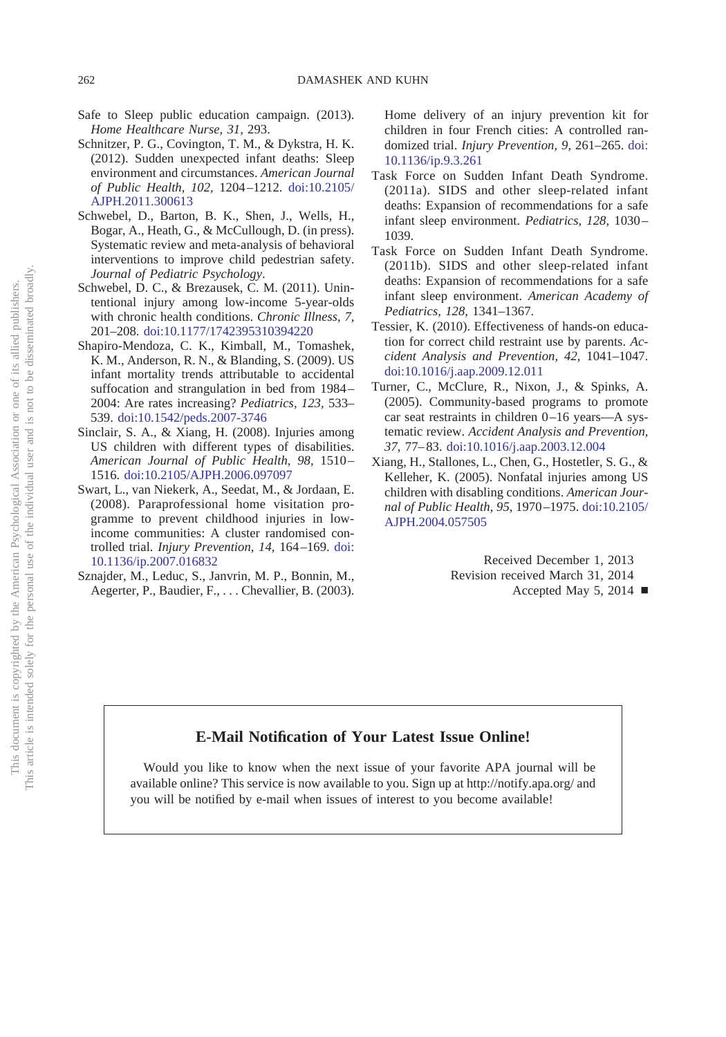Safe to Sleep public education campaign. (2013). *Home Healthcare Nurse, 31,* 293.

Schnitzer, P. G., Covington, T. M., & Dykstra, H. K. (2012). Sudden unexpected infant deaths: Sleep environment and circumstances. *American Journal of Public Health, 102,* 1204–1212. doi:10.2105/AJPH.2011.300613

Schwebel, D., Barton, B. K., Shen, J., Wells, H., Bogar, A., Heath, G., & McCullough, D. (in press). Systematic review and meta-analysis of behavioral interventions to improve child pedestrian safety. *Journal of Pediatric Psychology.*

Schwebel, D. C., & Brezausek, C. M. (2011). Unintentional injury among low-income 5-year-olds with chronic health conditions. *Chronic Illness, 7,* 201–208. doi:10.1177/1742395310394220

Shapiro-Mendoza, C. K., Kimball, M., Tomashek, K. M., Anderson, R. N., & Blanding, S. (2009). US infant mortality trends attributable to accidental suffocation and strangulation in bed from 1984–2004: Are rates increasing? *Pediatrics, 123,* 533–539. doi:10.1542/peds.2007-3746

Sinclair, S. A., & Xiang, H. (2008). Injuries among US children with different types of disabilities. *American Journal of Public Health, 98,* 1510–1516. doi:10.2105/AJPH.2006.097097

Swart, L., van Niekerk, A., Seedat, M., & Jordaan, E. (2008). Paraprofessional home visitation programme to prevent childhood injuries in low-income communities: A cluster randomised controlled trial. *Injury Prevention, 14,* 164–169. doi:10.1136/ip.2007.016832

Sznajder, M., Leduc, S., Janvrin, M. P., Bonnin, M., Aegerter, P., Baudier, F., . . . Chevallier, B. (2003). Home delivery of an injury prevention kit for children in four French cities: A controlled randomized trial. *Injury Prevention, 9,* 261–265. doi:10.1136/ip.9.3.261

Task Force on Sudden Infant Death Syndrome. (2011a). SIDS and other sleep-related infant deaths: Expansion of recommendations for a safe infant sleep environment. *Pediatrics, 128,* 1030–1039.

Task Force on Sudden Infant Death Syndrome. (2011b). SIDS and other sleep-related infant deaths: Expansion of recommendations for a safe infant sleep environment. *American Academy of Pediatrics, 128,* 1341–1367.

Tessier, K. (2010). Effectiveness of hands-on education for correct child restraint use by parents. *Accident Analysis and Prevention, 42,* 1041–1047. doi:10.1016/j.aap.2009.12.011

Turner, C., McClure, R., Nixon, J., & Spinks, A. (2005). Community-based programs to promote car seat restraints in children 0–16 years—A systematic review. *Accident Analysis and Prevention, 37,* 77–83. doi:10.1016/j.aap.2003.12.004

Xiang, H., Stallones, L., Chen, G., Hostetler, S. G., & Kelleher, K. (2005). Nonfatal injuries among US children with disabling conditions. *American Journal of Public Health, 95,* 1970–1975. doi:10.2105/AJPH.2004.057505

Received December 1, 2013
Revision received March 31, 2014
Accepted May 5, 2014 ■

## E-Mail Notification of Your Latest Issue Online!

Would you like to know when the next issue of your favorite APA journal will be available online? This service is now available to you. Sign up at http://notify.apa.org/ and you will be notified by e-mail when issues of interest to you become available!